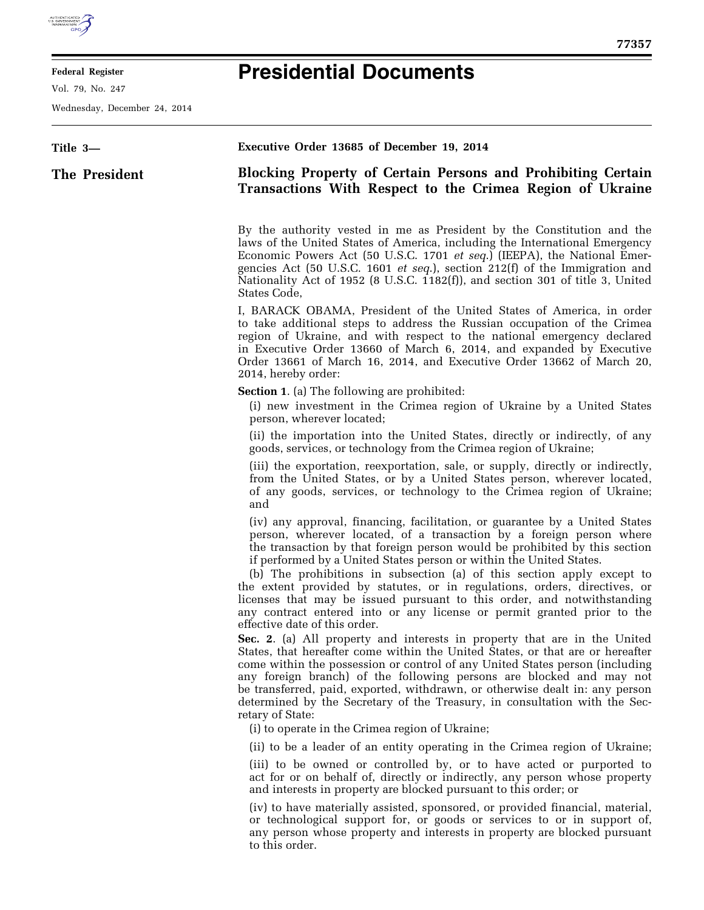# Presidential Documents

**Title 3—**

**The President**

**Executive Order 13685 of December 19, 2014**

## Blocking Property of Certain Persons and Prohibiting Certain Transactions With Respect to the Crimea Region of Ukraine

By the authority vested in me as President by the Constitution and the laws of the United States of America, including the International Emergency Economic Powers Act (50 U.S.C. 1701 *et seq.*) (IEEPA), the National Emergencies Act (50 U.S.C. 1601 *et seq.*), section 212(f) of the Immigration and Nationality Act of 1952 (8 U.S.C. 1182(f)), and section 301 of title 3, United States Code,

I, BARACK OBAMA, President of the United States of America, in order to take additional steps to address the Russian occupation of the Crimea region of Ukraine, and with respect to the national emergency declared in Executive Order 13660 of March 6, 2014, and expanded by Executive Order 13661 of March 16, 2014, and Executive Order 13662 of March 20, 2014, hereby order:

**Section 1**. (a) The following are prohibited:

(i) new investment in the Crimea region of Ukraine by a United States person, wherever located;

(ii) the importation into the United States, directly or indirectly, of any goods, services, or technology from the Crimea region of Ukraine;

(iii) the exportation, reexportation, sale, or supply, directly or indirectly, from the United States, or by a United States person, wherever located, of any goods, services, or technology to the Crimea region of Ukraine; and

(iv) any approval, financing, facilitation, or guarantee by a United States person, wherever located, of a transaction by a foreign person where the transaction by that foreign person would be prohibited by this section if performed by a United States person or within the United States.

(b) The prohibitions in subsection (a) of this section apply except to the extent provided by statutes, or in regulations, orders, directives, or licenses that may be issued pursuant to this order, and notwithstanding any contract entered into or any license or permit granted prior to the effective date of this order.

**Sec. 2**. (a) All property and interests in property that are in the United States, that hereafter come within the United States, or that are or hereafter come within the possession or control of any United States person (including any foreign branch) of the following persons are blocked and may not be transferred, paid, exported, withdrawn, or otherwise dealt in: any person determined by the Secretary of the Treasury, in consultation with the Secretary of State:

(i) to operate in the Crimea region of Ukraine;

(ii) to be a leader of an entity operating in the Crimea region of Ukraine;

(iii) to be owned or controlled by, or to have acted or purported to act for or on behalf of, directly or indirectly, any person whose property and interests in property are blocked pursuant to this order; or

(iv) to have materially assisted, sponsored, or provided financial, material, or technological support for, or goods or services to or in support of, any person whose property and interests in property are blocked pursuant to this order.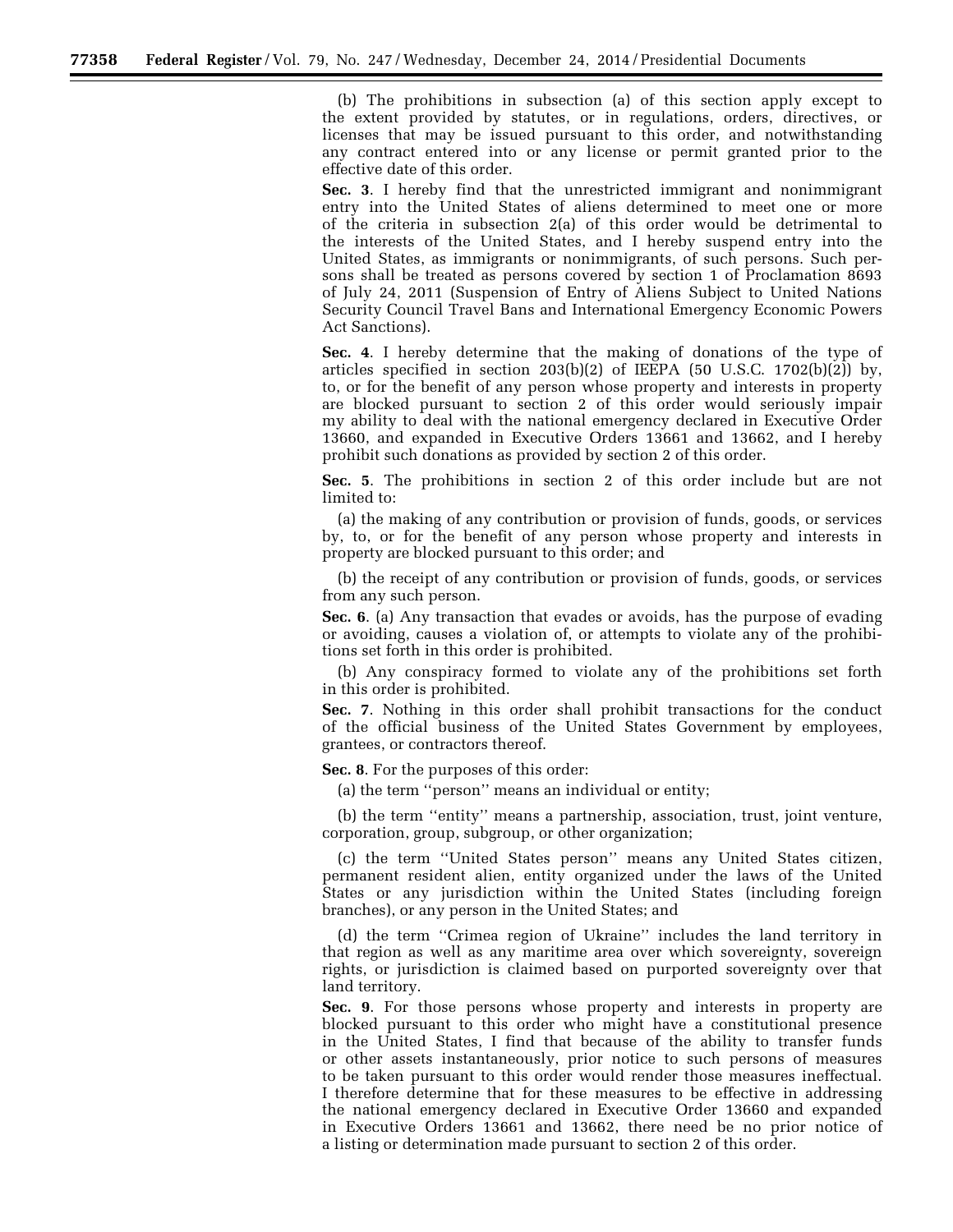(b) The prohibitions in subsection (a) of this section apply except to the extent provided by statutes, or in regulations, orders, directives, or licenses that may be issued pursuant to this order, and notwithstanding any contract entered into or any license or permit granted prior to the effective date of this order.

**Sec. 3**. I hereby find that the unrestricted immigrant and nonimmigrant entry into the United States of aliens determined to meet one or more of the criteria in subsection 2(a) of this order would be detrimental to the interests of the United States, and I hereby suspend entry into the United States, as immigrants or nonimmigrants, of such persons. Such persons shall be treated as persons covered by section 1 of Proclamation 8693 of July 24, 2011 (Suspension of Entry of Aliens Subject to United Nations Security Council Travel Bans and International Emergency Economic Powers Act Sanctions).

**Sec. 4**. I hereby determine that the making of donations of the type of articles specified in section 203(b)(2) of IEEPA (50 U.S.C. 1702(b)(2)) by, to, or for the benefit of any person whose property and interests in property are blocked pursuant to section 2 of this order would seriously impair my ability to deal with the national emergency declared in Executive Order 13660, and expanded in Executive Orders 13661 and 13662, and I hereby prohibit such donations as provided by section 2 of this order.

**Sec. 5**. The prohibitions in section 2 of this order include but are not limited to:

(a) the making of any contribution or provision of funds, goods, or services by, to, or for the benefit of any person whose property and interests in property are blocked pursuant to this order; and

(b) the receipt of any contribution or provision of funds, goods, or services from any such person.

**Sec. 6**. (a) Any transaction that evades or avoids, has the purpose of evading or avoiding, causes a violation of, or attempts to violate any of the prohibitions set forth in this order is prohibited.

(b) Any conspiracy formed to violate any of the prohibitions set forth in this order is prohibited.

**Sec. 7**. Nothing in this order shall prohibit transactions for the conduct of the official business of the United States Government by employees, grantees, or contractors thereof.

**Sec. 8**. For the purposes of this order:

(a) the term ''person'' means an individual or entity;

(b) the term ''entity'' means a partnership, association, trust, joint venture, corporation, group, subgroup, or other organization;

(c) the term ''United States person'' means any United States citizen, permanent resident alien, entity organized under the laws of the United States or any jurisdiction within the United States (including foreign branches), or any person in the United States; and

(d) the term ''Crimea region of Ukraine'' includes the land territory in that region as well as any maritime area over which sovereignty, sovereign rights, or jurisdiction is claimed based on purported sovereignty over that land territory.

**Sec. 9**. For those persons whose property and interests in property are blocked pursuant to this order who might have a constitutional presence in the United States, I find that because of the ability to transfer funds or other assets instantaneously, prior notice to such persons of measures to be taken pursuant to this order would render those measures ineffectual. I therefore determine that for these measures to be effective in addressing the national emergency declared in Executive Order 13660 and expanded in Executive Orders 13661 and 13662, there need be no prior notice of a listing or determination made pursuant to section 2 of this order.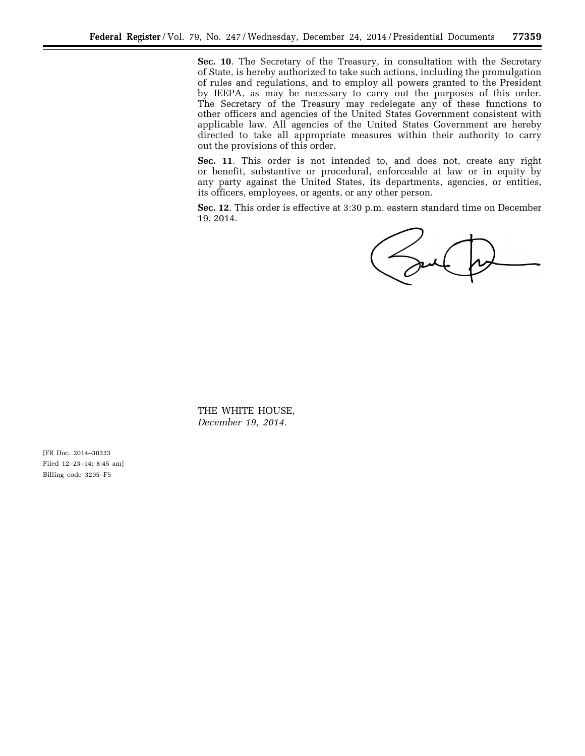**Sec. 10**. The Secretary of the Treasury, in consultation with the Secretary of State, is hereby authorized to take such actions, including the promulgation of rules and regulations, and to employ all powers granted to the President by IEEPA, as may be necessary to carry out the purposes of this order. The Secretary of the Treasury may redelegate any of these functions to other officers and agencies of the United States Government consistent with applicable law. All agencies of the United States Government are hereby directed to take all appropriate measures within their authority to carry out the provisions of this order.

**Sec. 11**. This order is not intended to, and does not, create any right or benefit, substantive or procedural, enforceable at law or in equity by any party against the United States, its departments, agencies, or entities, its officers, employees, or agents, or any other person.

**Sec. 12**. This order is effective at 3:30 p.m. eastern standard time on December 19, 2014.

THE WHITE HOUSE,
*December 19, 2014.*

[FR Doc. 2014–30323
Filed 12–23–14; 8:45 am]
Billing code 3295–F5